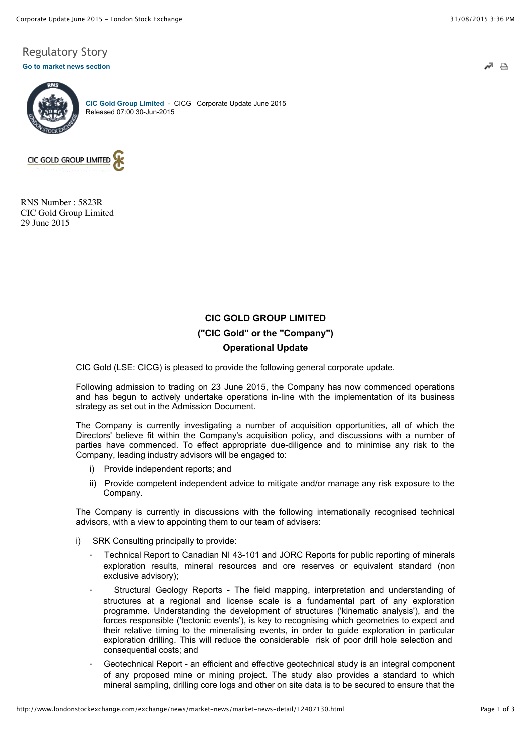Regulatory Story

Go to market news section

**CIC Gold Group Limited** - CICG Corporate Update June 2015
Released 07:00 30-Jun-2015

CIC GOLD GROUP LIMITED

RNS Number : 5823R
CIC Gold Group Limited
29 June 2015

**CIC GOLD GROUP LIMITED**

**("CIC Gold" or the "Company")**

**Operational Update**

CIC Gold (LSE: CICG) is pleased to provide the following general corporate update.

Following admission to trading on 23 June 2015, the Company has now commenced operations and has begun to actively undertake operations in-line with the implementation of its business strategy as set out in the Admission Document.

The Company is currently investigating a number of acquisition opportunities, all of which the Directors' believe fit within the Company's acquisition policy, and discussions with a number of parties have commenced. To effect appropriate due-diligence and to minimise any risk to the Company, leading industry advisors will be engaged to:

i) Provide independent reports; and

ii) Provide competent independent advice to mitigate and/or manage any risk exposure to the Company.

The Company is currently in discussions with the following internationally recognised technical advisors, with a view to appointing them to our team of advisers:

i) SRK Consulting principally to provide:

- Technical Report to Canadian NI 43-101 and JORC Reports for public reporting of minerals exploration results, mineral resources and ore reserves or equivalent standard (non exclusive advisory);
- Structural Geology Reports - The field mapping, interpretation and understanding of structures at a regional and license scale is a fundamental part of any exploration programme. Understanding the development of structures ('kinematic analysis'), and the forces responsible ('tectonic events'), is key to recognising which geometries to expect and their relative timing to the mineralising events, in order to guide exploration in particular exploration drilling. This will reduce the considerable risk of poor drill hole selection and consequential costs; and
- Geotechnical Report - an efficient and effective geotechnical study is an integral component of any proposed mine or mining project. The study also provides a standard to which mineral sampling, drilling core logs and other on site data is to be secured to ensure that the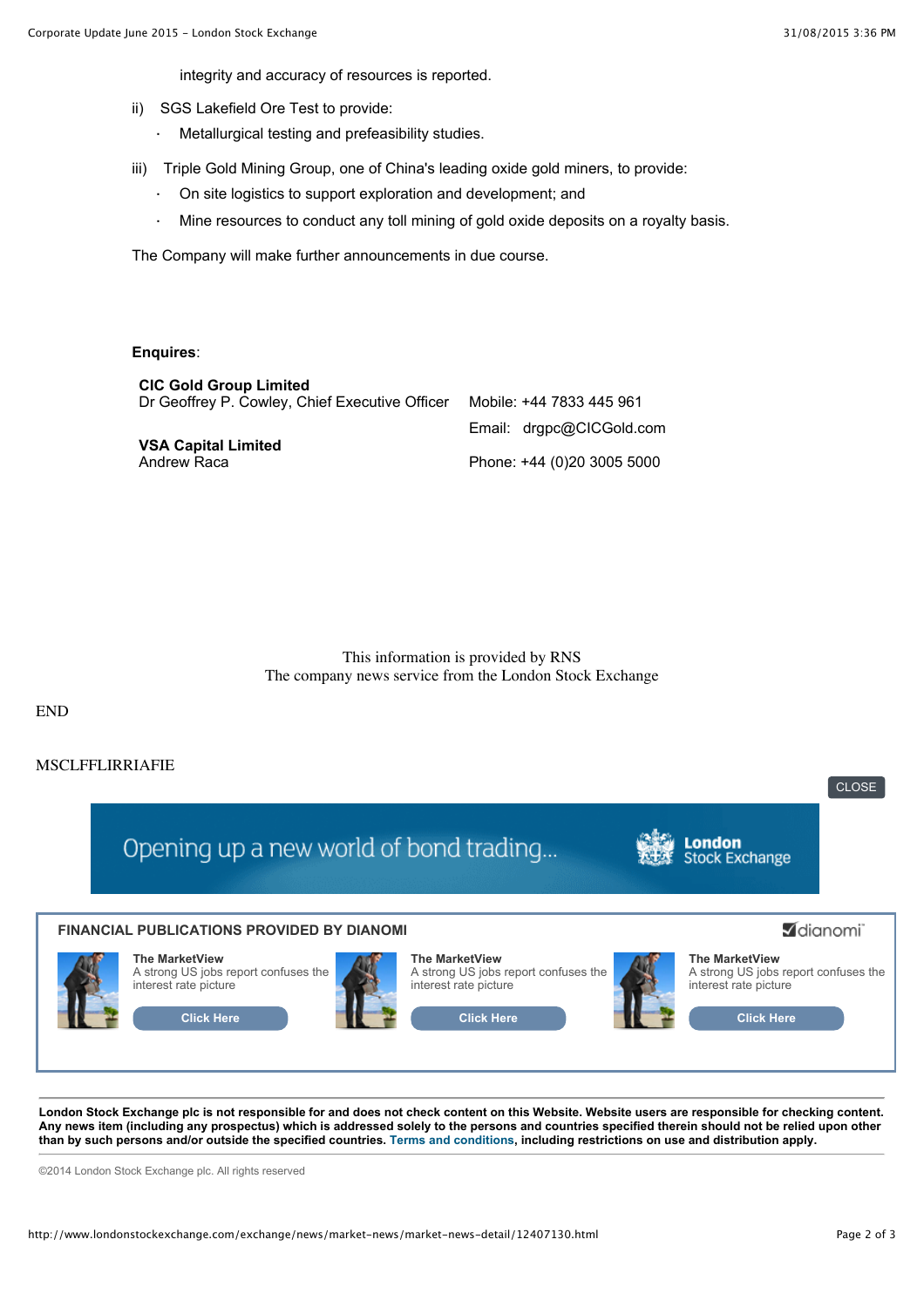integrity and accuracy of resources is reported.

ii) SGS Lakefield Ore Test to provide:

- Metallurgical testing and prefeasibility studies.

iii) Triple Gold Mining Group, one of China's leading oxide gold miners, to provide:

- On site logistics to support exploration and development; and
- Mine resources to conduct any toll mining of gold oxide deposits on a royalty basis.

The Company will make further announcements in due course.

**Enquires**:

| | |
|---|---|
| **CIC Gold Group Limited**<br>Dr Geoffrey P. Cowley, Chief Executive Officer | Mobile: +44 7833 445 961 |
| | Email: drgpc@CICGold.com |
| **VSA Capital Limited**<br>Andrew Raca | Phone: +44 (0)20 3005 5000 |

This information is provided by RNS
The company news service from the London Stock Exchange

END

MSCLFFLIRRIAFIE

CLOSE

Opening up a new world of bond trading... London Stock Exchange

**FINANCIAL PUBLICATIONS PROVIDED BY DIANOMI**

dianomi

**The MarketView**
A strong US jobs report confuses the interest rate picture
Click Here

**The MarketView**
A strong US jobs report confuses the interest rate picture
Click Here

**The MarketView**
A strong US jobs report confuses the interest rate picture
Click Here

**London Stock Exchange plc is not responsible for and does not check content on this Website. Website users are responsible for checking content. Any news item (including any prospectus) which is addressed solely to the persons and countries specified therein should not be relied upon other than by such persons and/or outside the specified countries. Terms and conditions, including restrictions on use and distribution apply.**

©2014 London Stock Exchange plc. All rights reserved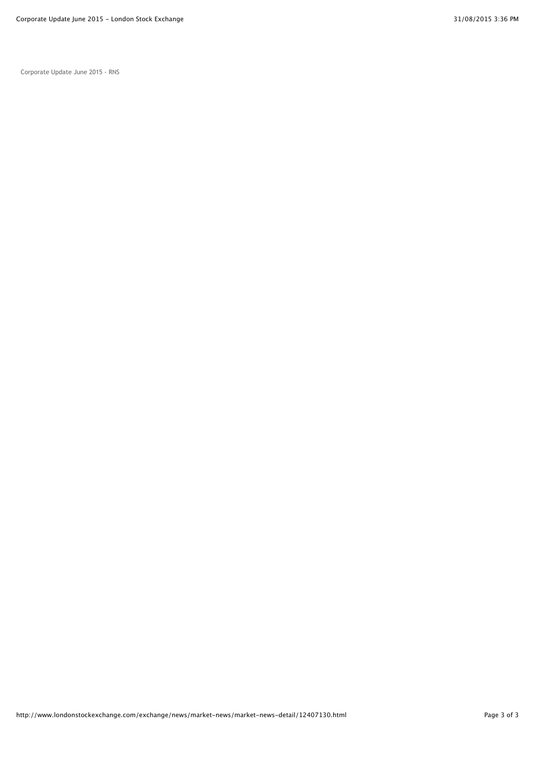Corporate Update June 2015 - RNS